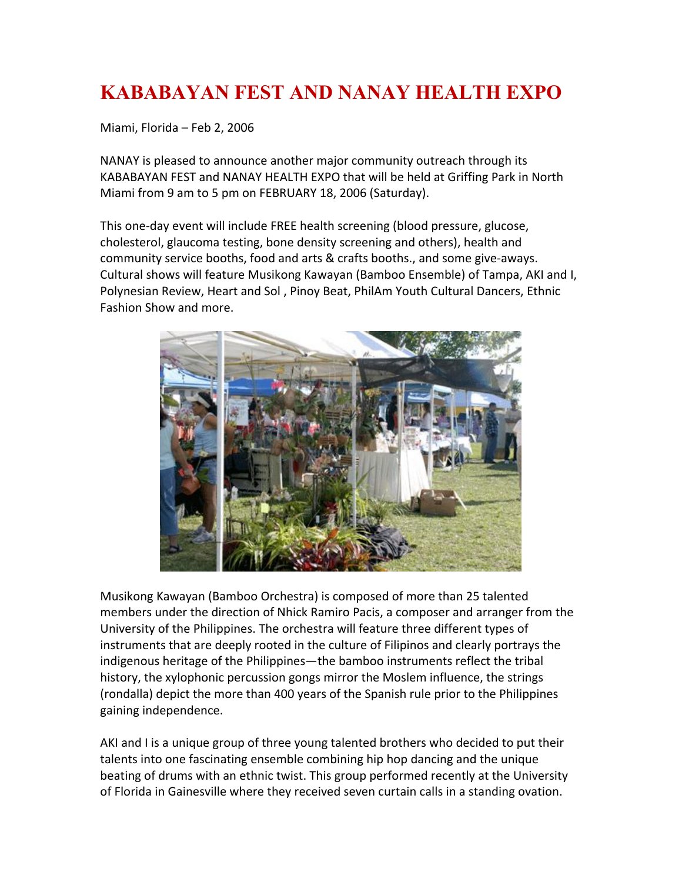# KABABAYAN FEST AND NANAY HEALTH EXPO

Miami, Florida – Feb 2, 2006

NANAY is pleased to announce another major community outreach through its KABABAYAN FEST and NANAY HEALTH EXPO that will be held at Griffing Park in North Miami from 9 am to 5 pm on FEBRUARY 18, 2006 (Saturday).

This one-day event will include FREE health screening (blood pressure, glucose, cholesterol, glaucoma testing, bone density screening and others), health and community service booths, food and arts & crafts booths., and some give-aways. Cultural shows will feature Musikong Kawayan (Bamboo Ensemble) of Tampa, AKI and I, Polynesian Review, Heart and Sol , Pinoy Beat, PhilAm Youth Cultural Dancers, Ethnic Fashion Show and more.

Musikong Kawayan (Bamboo Orchestra) is composed of more than 25 talented members under the direction of Nhick Ramiro Pacis, a composer and arranger from the University of the Philippines. The orchestra will feature three different types of instruments that are deeply rooted in the culture of Filipinos and clearly portrays the indigenous heritage of the Philippines—the bamboo instruments reflect the tribal history, the xylophonic percussion gongs mirror the Moslem influence, the strings (rondalla) depict the more than 400 years of the Spanish rule prior to the Philippines gaining independence.

AKI and I is a unique group of three young talented brothers who decided to put their talents into one fascinating ensemble combining hip hop dancing and the unique beating of drums with an ethnic twist. This group performed recently at the University of Florida in Gainesville where they received seven curtain calls in a standing ovation.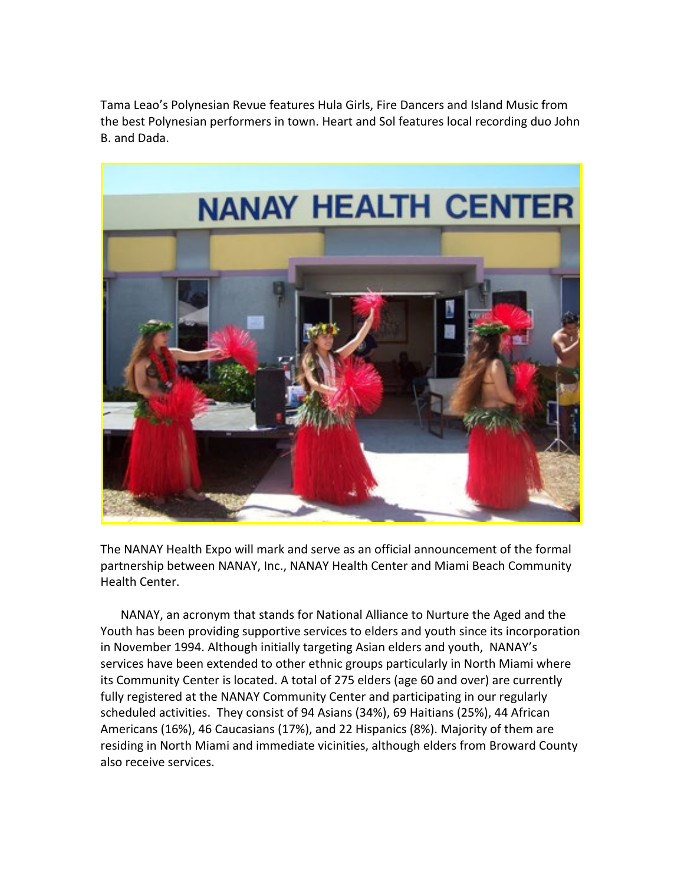Tama Leao's Polynesian Revue features Hula Girls, Fire Dancers and Island Music from the best Polynesian performers in town. Heart and Sol features local recording duo John B. and Dada.

The NANAY Health Expo will mark and serve as an official announcement of the formal partnership between NANAY, Inc., NANAY Health Center and Miami Beach Community Health Center.

NANAY, an acronym that stands for National Alliance to Nurture the Aged and the Youth has been providing supportive services to elders and youth since its incorporation in November 1994. Although initially targeting Asian elders and youth, NANAY's services have been extended to other ethnic groups particularly in North Miami where its Community Center is located. A total of 275 elders (age 60 and over) are currently fully registered at the NANAY Community Center and participating in our regularly scheduled activities. They consist of 94 Asians (34%), 69 Haitians (25%), 44 African Americans (16%), 46 Caucasians (17%), and 22 Hispanics (8%). Majority of them are residing in North Miami and immediate vicinities, although elders from Broward County also receive services.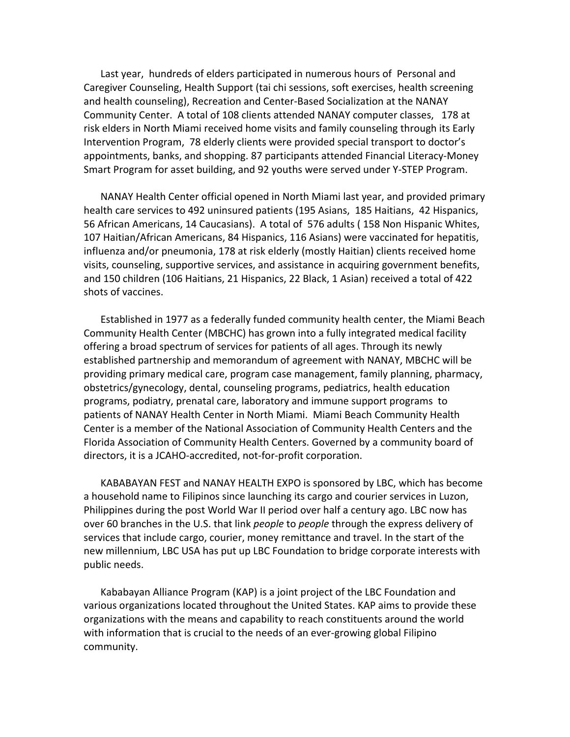Last year, hundreds of elders participated in numerous hours of Personal and Caregiver Counseling, Health Support (tai chi sessions, soft exercises, health screening and health counseling), Recreation and Center-Based Socialization at the NANAY Community Center. A total of 108 clients attended NANAY computer classes, 178 at risk elders in North Miami received home visits and family counseling through its Early Intervention Program, 78 elderly clients were provided special transport to doctor's appointments, banks, and shopping. 87 participants attended Financial Literacy-Money Smart Program for asset building, and 92 youths were served under Y-STEP Program.

NANAY Health Center official opened in North Miami last year, and provided primary health care services to 492 uninsured patients (195 Asians, 185 Haitians, 42 Hispanics, 56 African Americans, 14 Caucasians). A total of 576 adults ( 158 Non Hispanic Whites, 107 Haitian/African Americans, 84 Hispanics, 116 Asians) were vaccinated for hepatitis, influenza and/or pneumonia, 178 at risk elderly (mostly Haitian) clients received home visits, counseling, supportive services, and assistance in acquiring government benefits, and 150 children (106 Haitians, 21 Hispanics, 22 Black, 1 Asian) received a total of 422 shots of vaccines.

Established in 1977 as a federally funded community health center, the Miami Beach Community Health Center (MBCHC) has grown into a fully integrated medical facility offering a broad spectrum of services for patients of all ages. Through its newly established partnership and memorandum of agreement with NANAY, MBCHC will be providing primary medical care, program case management, family planning, pharmacy, obstetrics/gynecology, dental, counseling programs, pediatrics, health education programs, podiatry, prenatal care, laboratory and immune support programs to patients of NANAY Health Center in North Miami. Miami Beach Community Health Center is a member of the National Association of Community Health Centers and the Florida Association of Community Health Centers. Governed by a community board of directors, it is a JCAHO-accredited, not-for-profit corporation.

KABABAYAN FEST and NANAY HEALTH EXPO is sponsored by LBC, which has become a household name to Filipinos since launching its cargo and courier services in Luzon, Philippines during the post World War II period over half a century ago. LBC now has over 60 branches in the U.S. that link *people* to *people* through the express delivery of services that include cargo, courier, money remittance and travel. In the start of the new millennium, LBC USA has put up LBC Foundation to bridge corporate interests with public needs.

Kababayan Alliance Program (KAP) is a joint project of the LBC Foundation and various organizations located throughout the United States. KAP aims to provide these organizations with the means and capability to reach constituents around the world with information that is crucial to the needs of an ever-growing global Filipino community.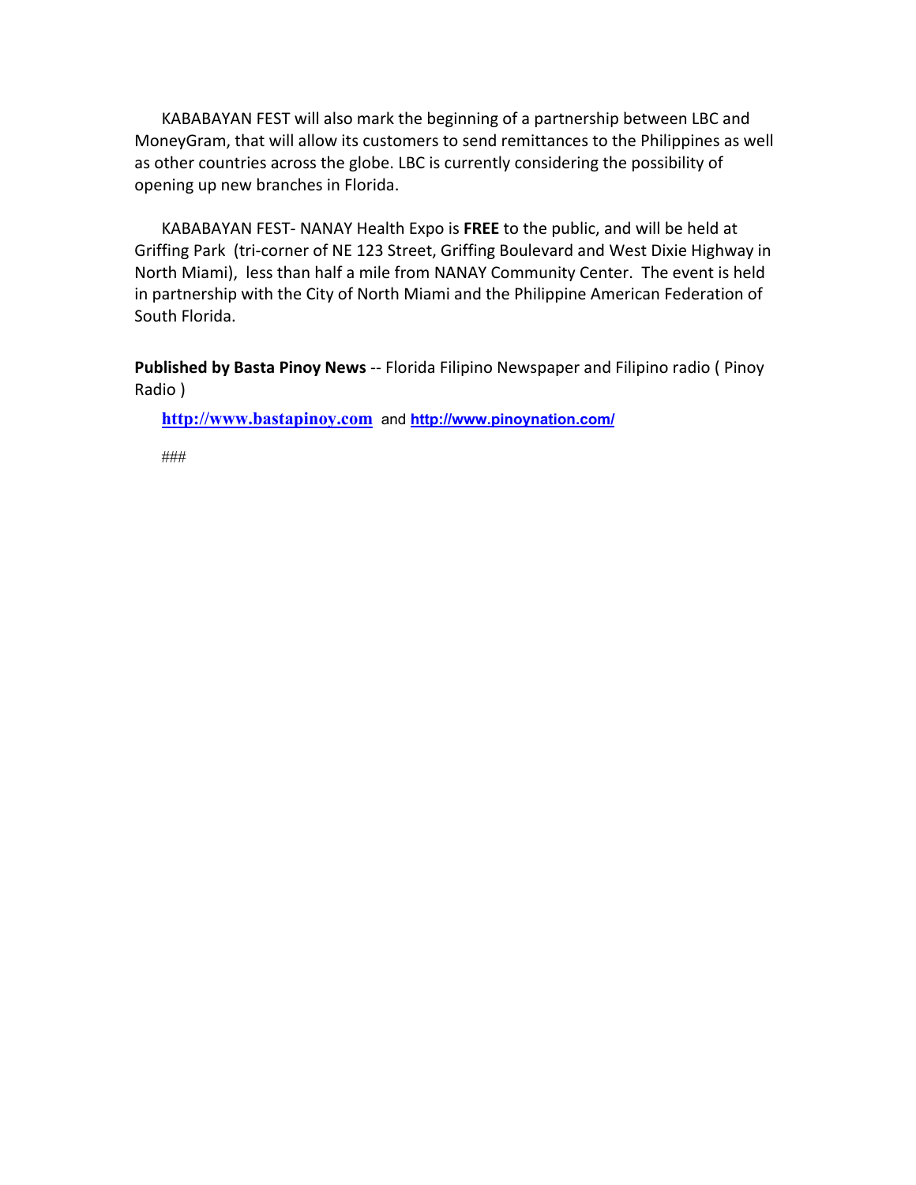KABABAYAN FEST will also mark the beginning of a partnership between LBC and MoneyGram, that will allow its customers to send remittances to the Philippines as well as other countries across the globe. LBC is currently considering the possibility of opening up new branches in Florida.

KABABAYAN FEST- NANAY Health Expo is **FREE** to the public, and will be held at Griffing Park (tri-corner of NE 123 Street, Griffing Boulevard and West Dixie Highway in North Miami), less than half a mile from NANAY Community Center. The event is held in partnership with the City of North Miami and the Philippine American Federation of South Florida.

**Published by Basta Pinoy News** -- Florida Filipino Newspaper and Filipino radio ( Pinoy Radio )

[http://www.bastapinoy.com](http://www.bastapinoy.com) and [http://www.pinoynation.com/](http://www.pinoynation.com/)

###